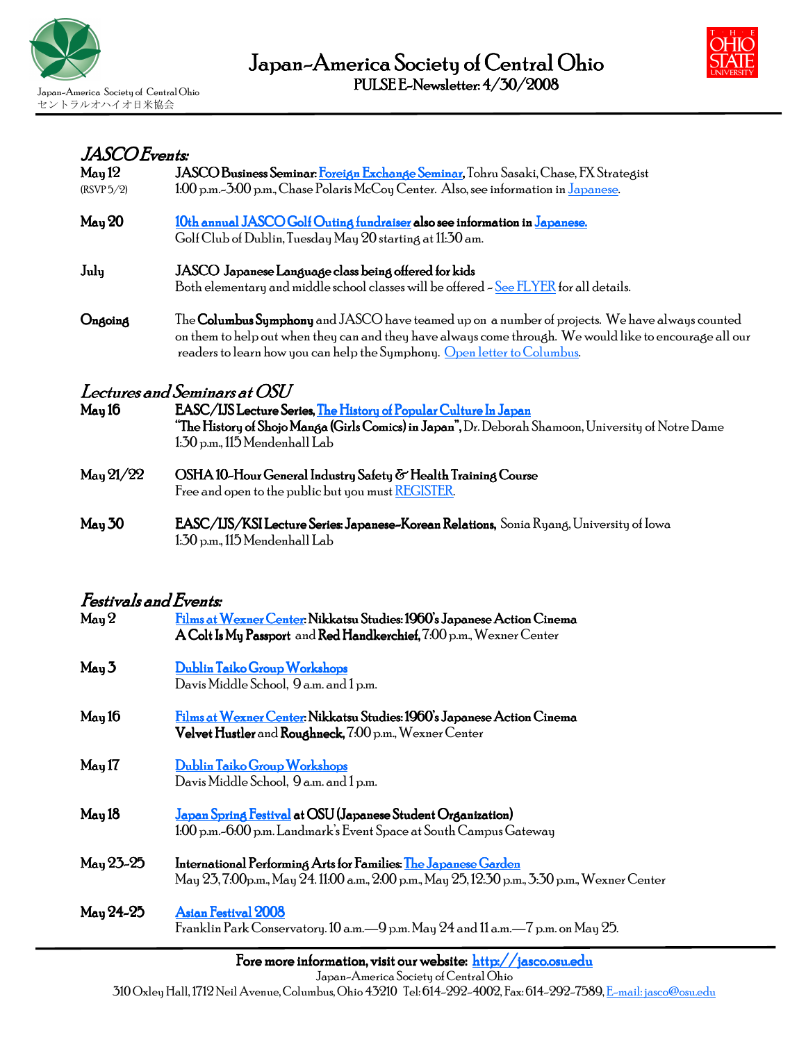Japan-America Society of Central Ohio
セントラルオハイオ日米協会

# Japan-America Society of Central Ohio

**PULSE E-Newsletter: 4/30/2008**

THE OHIO STATE UNIVERSITY

## *JASCO Events:*

**May 12** (RSVP 5/2)
**JASCO Business Seminar: Foreign Exchange Seminar**, Tohru Sasaki, Chase, FX Strategist
1:00 p.m.-3:00 p.m., Chase Polaris McCoy Center. Also, see information in Japanese.

**May 20**
**10th annual JASCO Golf Outing fundraiser also see information in Japanese.**
Golf Club of Dublin, Tuesday May 20 starting at 11:30 am.

**July**
**JASCO Japanese Language class being offered for kids**
Both elementary and middle school classes will be offered - See FLYER for all details.

**Ongoing**
The **Columbus Symphony** and JASCO have teamed up on a number of projects. We have always counted on them to help out when they can and they have always come through. We would like to encourage all our readers to learn how you can help the Symphony. Open letter to Columbus.

## *Lectures and Seminars at OSU*

**May 16**
**EASC/IJS Lecture Series, The History of Popular Culture In Japan**
**"The History of Shojo Manga (Girls Comics) in Japan"**, Dr. Deborah Shamoon, University of Notre Dame
1:30 p.m., 115 Mendenhall Lab

**May 21/22**
**OSHA 10-Hour General Industry Safety & Health Training Course**
Free and open to the public but you must REGISTER.

**May 30**
**EASC/IJS/KSI Lecture Series: Japanese-Korean Relations**, Sonia Ryang, University of Iowa
1:30 p.m., 115 Mendenhall Lab

## *Festivals and Events:*

**May 2**
**Films at Wexner Center: Nikkatsu Studios: 1960's Japanese Action Cinema**
**A Colt Is My Passport** and **Red Handkerchief**, 7:00 p.m., Wexner Center

**May 3**
**Dublin Taiko Group Workshops**
Davis Middle School, 9 a.m. and 1 p.m.

**May 16**
**Films at Wexner Center: Nikkatsu Studios: 1960's Japanese Action Cinema**
**Velvet Hustler** and **Roughneck**, 7:00 p.m., Wexner Center

**May 17**
**Dublin Taiko Group Workshops**
Davis Middle School, 9 a.m. and 1 p.m.

**May 18**
**Japan Spring Festival at OSU (Japanese Student Organization)**
1:00 p.m.-6:00 p.m. Landmark's Event Space at South Campus Gateway

**May 23-25**
**International Performing Arts for Families: The Japanese Garden**
May 23, 7:00p.m., May 24. 11:00 a.m., 2:00 p.m., May 25, 12:30 p.m., 3:30 p.m., Wexner Center

**May 24-25**
**Asian Festival 2008**
Franklin Park Conservatory. 10 a.m.—9 p.m. May 24 and 11 a.m.—7 p.m. on May 25.

---

**Fore more information, visit our website: http://jasco.osu.edu**

Japan-America Society of Central Ohio
310 Oxley Hall, 1712 Neil Avenue, Columbus, Ohio 43210 Tel: 614-292-4002, Fax: 614-292-7589, E-mail: jasco@osu.edu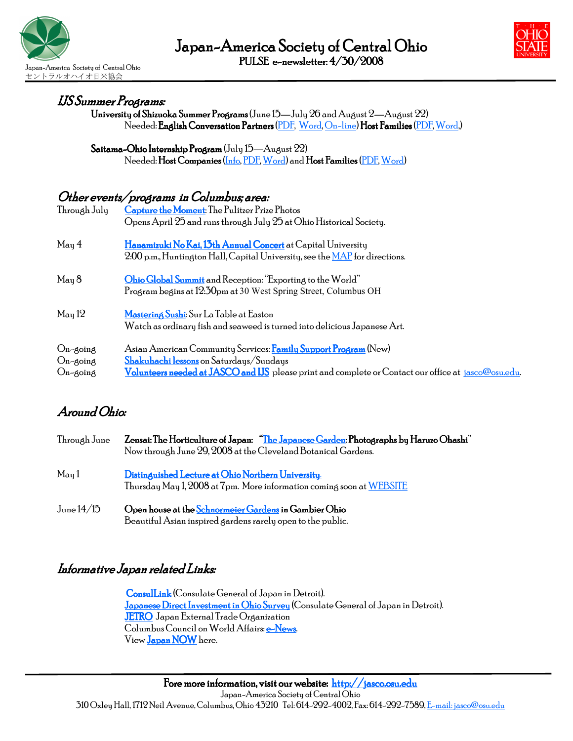Japan-America Society of Central Ohio
セントラルオハイオ日米協会

# Japan-America Society of Central Ohio

PULSE e-newsletter: 4/30/2008

## *IJS Summer Programs:*

**University of Shizuoka Summer Programs** (June 15—July 26 and August 2—August 22)
Needed: **English Conversation Partners** (PDF, Word, On-line) **Host Families** (PDF, Word,)

**Saitama-Ohio Internship Program** (July 15—August 22)
Needed: **Host Companies** (Info, PDF, Word) and **Host Families** (PDF, Word)

## *Other events/programs in Columbus; area:*

| | |
|---|---|
| Through July | **Capture the Moment**: The Pulitzer Prize Photos<br>Opens April 25 and runs through July 25 at Ohio Historical Society. |
| May 4 | **Hanamizuki No Kai, 13th Annual Concert** at Capital University<br>2:00 p.m., Huntington Hall, Capital University, see the MAP for directions. |
| May 8 | **Ohio Global Summit** and Reception: "Exporting to the World"<br>Program begins at 12:30pm at 30 West Spring Street, Columbus OH |
| May 12 | **Mastering Sushi**: Sur La Table at Easton<br>Watch as ordinary fish and seaweed is turned into delicious Japanese Art. |
| On-going | Asian American Community Services: **Family Support Program** (New) |
| On-going | **Shakuhachi lessons** on Saturdays/Sundays |
| On-going | **Volunteers needed at JASCO and IJS** please print and complete or Contact our office at jasco@osu.edu. |

## *Around Ohio:*

| | |
|---|---|
| Through June | **Zensai: The Horticulture of Japan: "The Japanese Garden: Photographs by Haruzo Ohashi"**<br>Now through June 29, 2008 at the Cleveland Botanical Gardens. |
| May 1 | **Distinguished Lecture at Ohio Northern University.**<br>Thursday May 1, 2008 at 7pm. More information coming soon at WEBSITE |
| June 14/15 | **Open house at the Schnormeier Gardens in Gambier Ohio**<br>Beautiful Asian inspired gardens rarely open to the public. |

## *Informative Japan related Links:*

**ConsulLink** (Consulate General of Japan in Detroit).
**Japanese Direct Investment in Ohio Survey** (Consulate General of Japan in Detroit).
**JETRO** Japan External Trade Organization
Columbus Council on World Affairs: **e-News**.
View **Japan NOW** here.

**Fore more information, visit our website: http://jasco.osu.edu**
Japan-America Society of Central Ohio
310 Oxley Hall, 1712 Neil Avenue, Columbus, Ohio 43210 Tel: 614-292-4002, Fax: 614-292-7589, E-mail: jasco@osu.edu